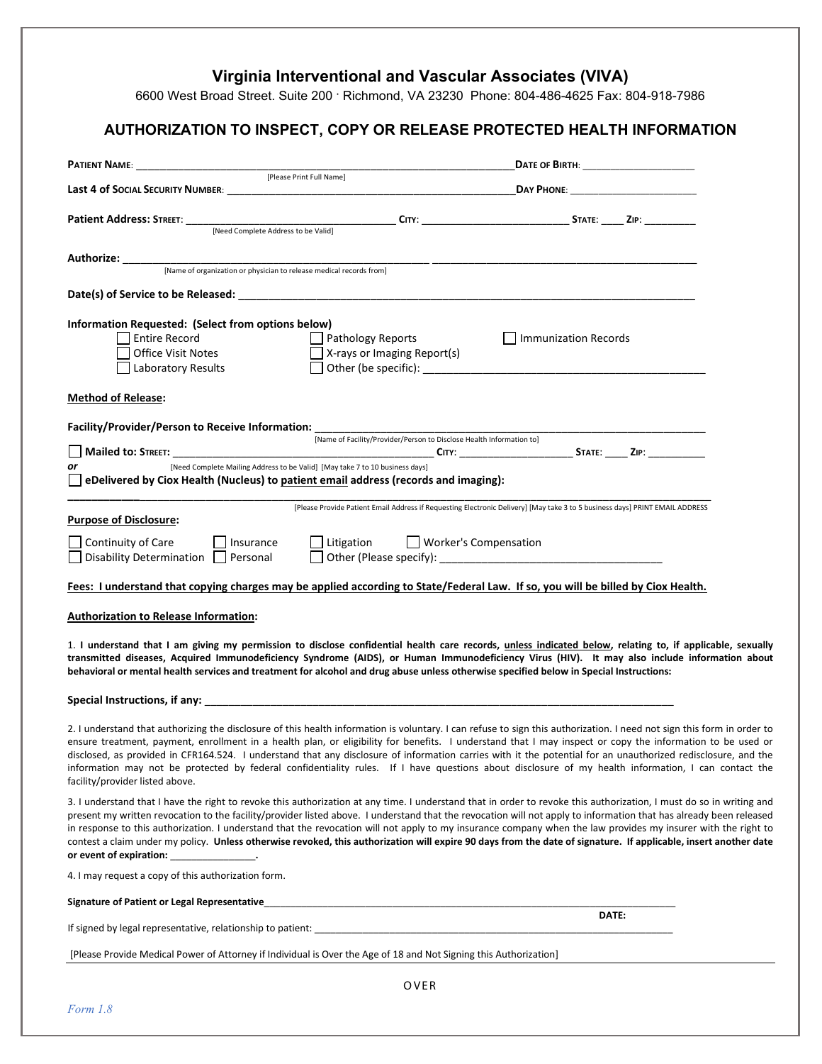# Virginia Interventional and Vascular Associates (VIVA)

6600 West Broad Street. Suite 200 · Richmond, VA 23230 Phone: 804-486-4625 Fax: 804-918-7986

## AUTHORIZATION TO INSPECT, COPY OR RELEASE PROTECTED HEALTH INFORMATION

**PATIENT NAME**: ______________________________________________ **DATE OF BIRTH**: ____________________
[Please Print Full Name]

**Last 4 of SOCIAL SECURITY NUMBER**: ______________________________________________ **DAY PHONE**: ______________________

**Patient Address: STREET**: __________________________________ **CITY**: ________________________ **STATE**: ____ **ZIP**: _________
[Need Complete Address to be Valid]

**Authorize:** ______________________________________________ ______________________________________________
[Name of organization or physician to release medical records from]

**Date(s) of Service to be Released:** ______________________________________________________________________

**Information Requested: (Select from options below)**

- ☐ Entire Record
- ☐ Office Visit Notes
- ☐ Laboratory Results
- ☐ Pathology Reports
- ☐ X-rays or Imaging Report(s)
- ☐ Other (be specific): ______________________________________________
- ☐ Immunization Records

**Method of Release:**

**Facility/Provider/Person to Receive Information:** ______________________________________________________________
[Name of Facility/Provider/Person to Disclose Health Information to]

☐ **Mailed to: STREET**: ______________________________________________ **CITY**: ____________________ **STATE**: ____ **ZIP**: __________

*or* [Need Complete Mailing Address to be Valid] [May take 7 to 10 business days]

☐ **eDelivered by Ciox Health (Nucleus) to patient email address (records and imaging):**

______________________________________________________________________________________________
[Please Provide Patient Email Address if Requesting Electronic Delivery] [May take 3 to 5 business days] PRINT EMAIL ADDRESS

**Purpose of Disclosure:**

- ☐ Continuity of Care
- ☐ Disability Determination
- ☐ Insurance
- ☐ Personal
- ☐ Litigation
- ☐ Other (Please specify): ____________________________________
- ☐ Worker's Compensation

**Fees: I understand that copying charges may be applied according to State/Federal Law. If so, you will be billed by Ciox Health.**

**Authorization to Release Information:**

1. **I understand that I am giving my permission to disclose confidential health care records, unless indicated below, relating to, if applicable, sexually transmitted diseases, Acquired Immunodeficiency Syndrome (AIDS), or Human Immunodeficiency Virus (HIV). It may also include information about behavioral or mental health services and treatment for alcohol and drug abuse unless otherwise specified below in Special Instructions:**

**Special Instructions, if any:** ______________________________________________________________________________

2. I understand that authorizing the disclosure of this health information is voluntary. I can refuse to sign this authorization. I need not sign this form in order to ensure treatment, payment, enrollment in a health plan, or eligibility for benefits. I understand that I may inspect or copy the information to be used or disclosed, as provided in CFR164.524. I understand that any disclosure of information carries with it the potential for an unauthorized redisclosure, and the information may not be protected by federal confidentiality rules. If I have questions about disclosure of my health information, I can contact the facility/provider listed above.

3. I understand that I have the right to revoke this authorization at any time. I understand that in order to revoke this authorization, I must do so in writing and present my written revocation to the facility/provider listed above. I understand that the revocation will not apply to information that has already been released in response to this authorization. I understand that the revocation will not apply to my insurance company when the law provides my insurer with the right to contest a claim under my policy. **Unless otherwise revoked, this authorization will expire 90 days from the date of signature. If applicable, insert another date or event of expiration: _______________.**

4. I may request a copy of this authorization form.

**Signature of Patient or Legal Representative**______________________________________________________________________

**DATE:**

If signed by legal representative, relationship to patient: ______________________________________________________________

[Please Provide Medical Power of Attorney if Individual is Over the Age of 18 and Not Signing this Authorization]

OVER

*Form 1.8*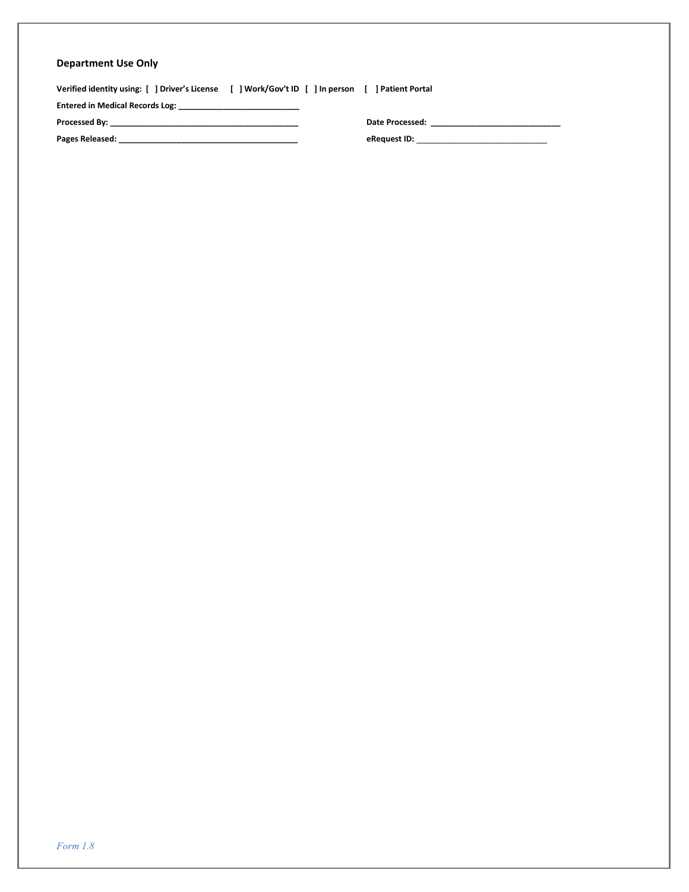### Department Use Only

**Verified identity using: [ ] Driver's License [ ] Work/Gov't ID [ ] In person [ ] Patient Portal**

**Entered in Medical Records Log: ___________________________**

**Processed By: ___________________________________________** **Date Processed: _____________________________**

**Pages Released: _________________________________________** **eRequest ID: _____________________________**

*Form 1.8*